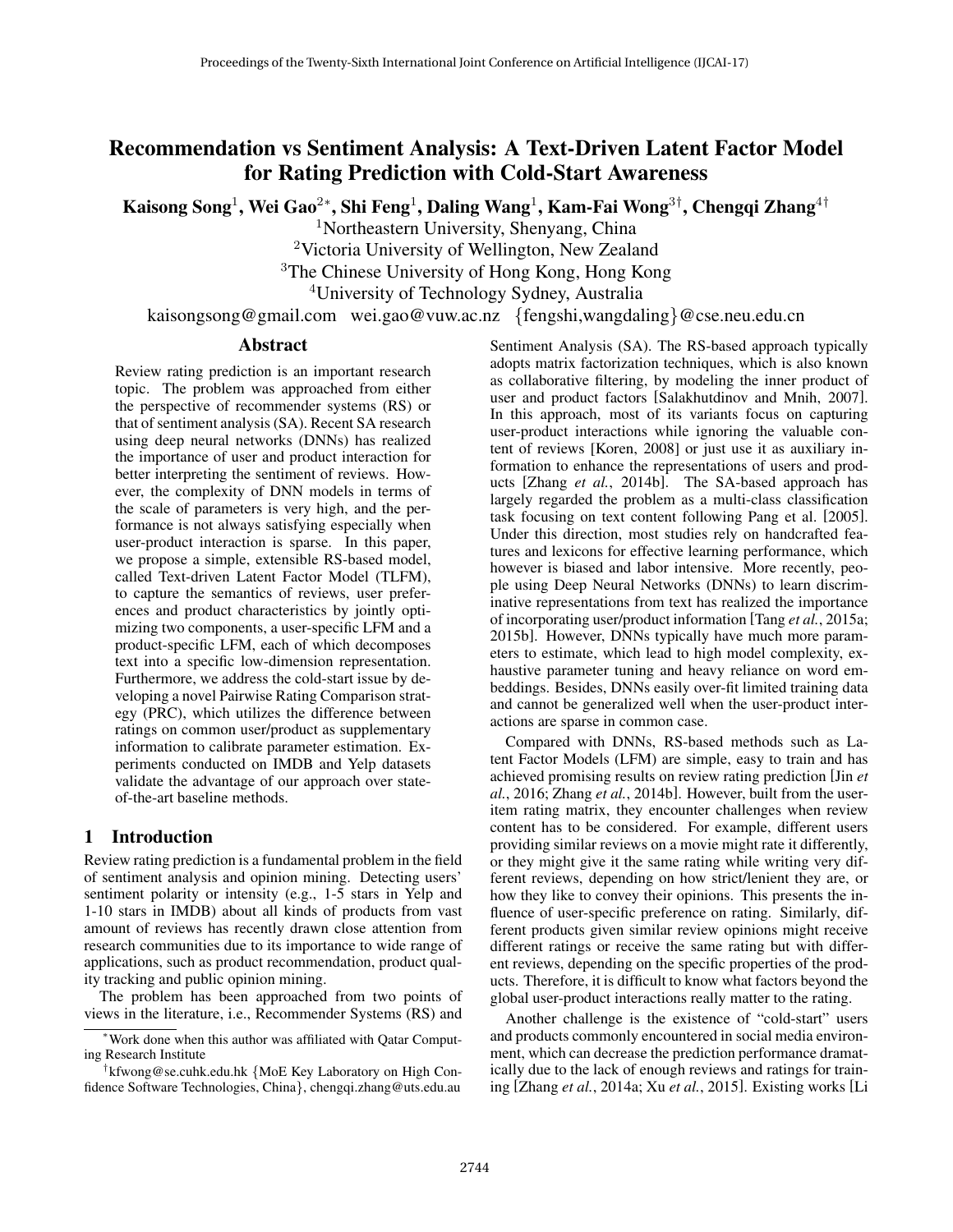# Recommendation vs Sentiment Analysis: A Text-Driven Latent Factor Model for Rating Prediction with Cold-Start Awareness

**Kaisong Song[1], Wei Gao[2*], Shi Feng[1], Daling Wang[1], Kam-Fai Wong[3†], Chengqi Zhang[4†]**

[1]Northeastern University, Shenyang, China
[2]Victoria University of Wellington, New Zealand
[3]The Chinese University of Hong Kong, Hong Kong
[4]University of Technology Sydney, Australia

kaisongsong@gmail.com wei.gao@vuw.ac.nz {fengshi,wangdaling}@cse.neu.edu.cn

## Abstract

Review rating prediction is an important research topic. The problem was approached from either the perspective of recommender systems (RS) or that of sentiment analysis (SA). Recent SA research using deep neural networks (DNNs) has realized the importance of user and product interaction for better interpreting the sentiment of reviews. However, the complexity of DNN models in terms of the scale of parameters is very high, and the performance is not always satisfying especially when user-product interaction is sparse. In this paper, we propose a simple, extensible RS-based model, called Text-driven Latent Factor Model (TLFM), to capture the semantics of reviews, user preferences and product characteristics by jointly optimizing two components, a user-specific LFM and a product-specific LFM, each of which decomposes text into a specific low-dimension representation. Furthermore, we address the cold-start issue by developing a novel Pairwise Rating Comparison strategy (PRC), which utilizes the difference between ratings on common user/product as supplementary information to calibrate parameter estimation. Experiments conducted on IMDB and Yelp datasets validate the advantage of our approach over state-of-the-art baseline methods.

## 1 Introduction

Review rating prediction is a fundamental problem in the field of sentiment analysis and opinion mining. Detecting users' sentiment polarity or intensity (e.g., 1-5 stars in Yelp and 1-10 stars in IMDB) about all kinds of products from vast amount of reviews has recently drawn close attention from research communities due to its importance to wide range of applications, such as product recommendation, product quality tracking and public opinion mining.

The problem has been approached from two points of views in the literature, i.e., Recommender Systems (RS) and Sentiment Analysis (SA). The RS-based approach typically adopts matrix factorization techniques, which is also known as collaborative filtering, by modeling the inner product of user and product factors [Salakhutdinov and Mnih, 2007]. In this approach, most of its variants focus on capturing user-product interactions while ignoring the valuable content of reviews [Koren, 2008] or just use it as auxiliary information to enhance the representations of users and products [Zhang *et al.*, 2014b]. The SA-based approach has largely regarded the problem as a multi-class classification task focusing on text content following Pang et al. [2005]. Under this direction, most studies rely on handcrafted features and lexicons for effective learning performance, which however is biased and labor intensive. More recently, people using Deep Neural Networks (DNNs) to learn discriminative representations from text has realized the importance of incorporating user/product information [Tang *et al.*, 2015a; 2015b]. However, DNNs typically have much more parameters to estimate, which lead to high model complexity, exhaustive parameter tuning and heavy reliance on word embeddings. Besides, DNNs easily over-fit limited training data and cannot be generalized well when the user-product interactions are sparse in common case.

Compared with DNNs, RS-based methods such as Latent Factor Models (LFM) are simple, easy to train and has achieved promising results on review rating prediction [Jin *et al.*, 2016; Zhang *et al.*, 2014b]. However, built from the user-item rating matrix, they encounter challenges when review content has to be considered. For example, different users providing similar reviews on a movie might rate it differently, or they might give it the same rating while writing very different reviews, depending on how strict/lenient they are, or how they like to convey their opinions. This presents the influence of user-specific preference on rating. Similarly, different products given similar review opinions might receive different ratings or receive the same rating but with different reviews, depending on the specific properties of the products. Therefore, it is difficult to know what factors beyond the global user-product interactions really matter to the rating.

Another challenge is the existence of "cold-start" users and products commonly encountered in social media environment, which can decrease the prediction performance dramatically due to the lack of enough reviews and ratings for training [Zhang *et al.*, 2014a; Xu *et al.*, 2015]. Existing works [Li

*Work done when this author was affiliated with Qatar Computing Research Institute

†kfwong@se.cuhk.edu.hk {MoE Key Laboratory on High Confidence Software Technologies, China}, chengqi.zhang@uts.edu.au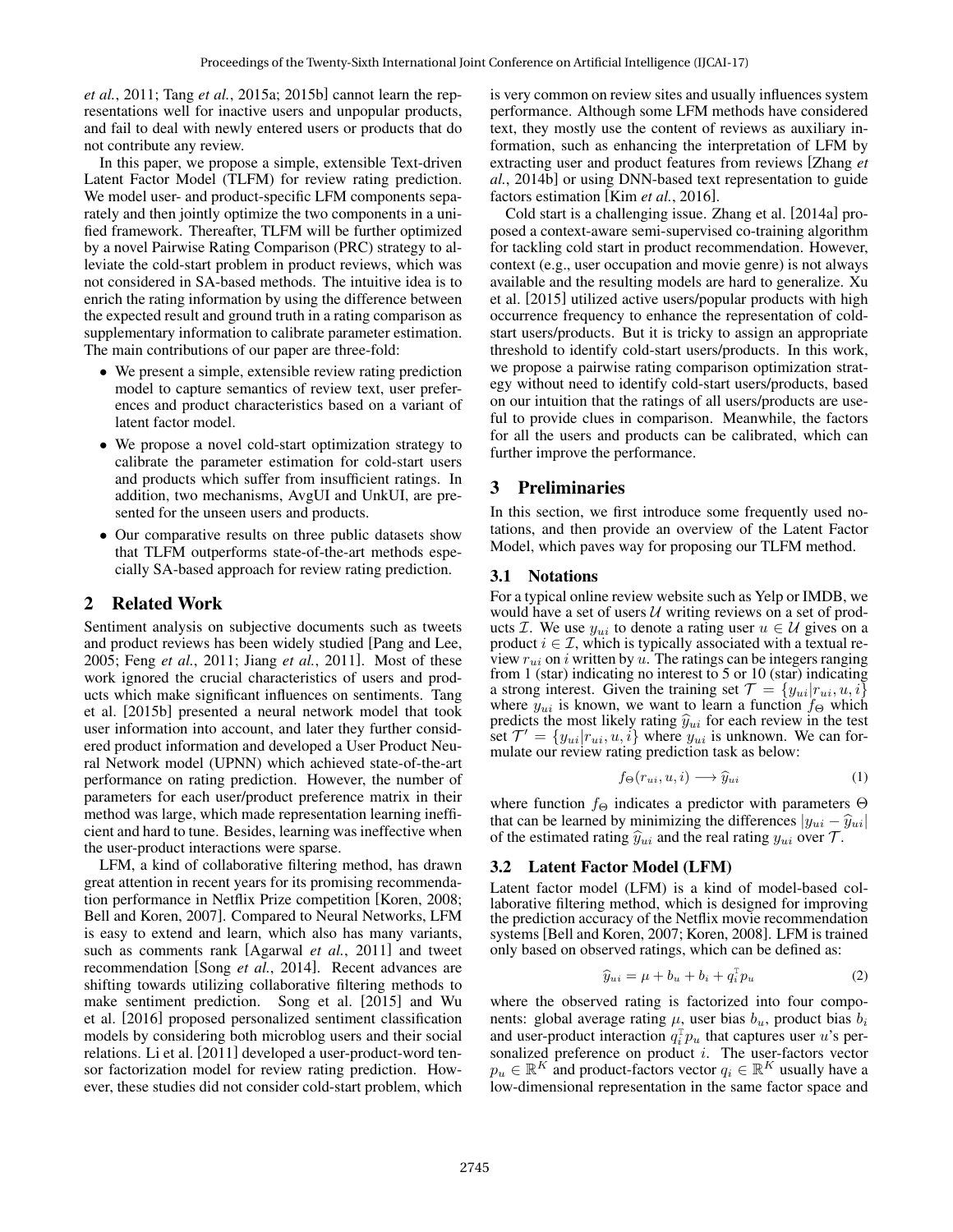*et al.*, 2011; Tang *et al.*, 2015a; 2015b] cannot learn the representations well for inactive users and unpopular products, and fail to deal with newly entered users or products that do not contribute any review.

In this paper, we propose a simple, extensible Text-driven Latent Factor Model (TLFM) for review rating prediction. We model user- and product-specific LFM components separately and then jointly optimize the two components in a unified framework. Thereafter, TLFM will be further optimized by a novel Pairwise Rating Comparison (PRC) strategy to alleviate the cold-start problem in product reviews, which was not considered in SA-based methods. The intuitive idea is to enrich the rating information by using the difference between the expected result and ground truth in a rating comparison as supplementary information to calibrate parameter estimation. The main contributions of our paper are three-fold:

- We present a simple, extensible review rating prediction model to capture semantics of review text, user preferences and product characteristics based on a variant of latent factor model.
- We propose a novel cold-start optimization strategy to calibrate the parameter estimation for cold-start users and products which suffer from insufficient ratings. In addition, two mechanisms, AvgUI and UnkUI, are presented for the unseen users and products.
- Our comparative results on three public datasets show that TLFM outperforms state-of-the-art methods especially SA-based approach for review rating prediction.

## 2 Related Work

Sentiment analysis on subjective documents such as tweets and product reviews has been widely studied [Pang and Lee, 2005; Feng *et al.*, 2011; Jiang *et al.*, 2011]. Most of these work ignored the crucial characteristics of users and products which make significant influences on sentiments. Tang et al. [2015b] presented a neural network model that took user information into account, and later they further considered product information and developed a User Product Neural Network model (UPNN) which achieved state-of-the-art performance on rating prediction. However, the number of parameters for each user/product preference matrix in their method was large, which made representation learning inefficient and hard to tune. Besides, learning was ineffective when the user-product interactions were sparse.

LFM, a kind of collaborative filtering method, has drawn great attention in recent years for its promising recommendation performance in Netflix Prize competition [Koren, 2008; Bell and Koren, 2007]. Compared to Neural Networks, LFM is easy to extend and learn, which also has many variants, such as comments rank [Agarwal *et al.*, 2011] and tweet recommendation [Song *et al.*, 2014]. Recent advances are shifting towards utilizing collaborative filtering methods to make sentiment prediction. Song et al. [2015] and Wu et al. [2016] proposed personalized sentiment classification models by considering both microblog users and their social relations. Li et al. [2011] developed a user-product-word tensor factorization model for review rating prediction. However, these studies did not consider cold-start problem, which is very common on review sites and usually influences system performance. Although some LFM methods have considered text, they mostly use the content of reviews as auxiliary information, such as enhancing the interpretation of LFM by extracting user and product features from reviews [Zhang *et al.*, 2014b] or using DNN-based text representation to guide factors estimation [Kim *et al.*, 2016].

Cold start is a challenging issue. Zhang et al. [2014a] proposed a context-aware semi-supervised co-training algorithm for tackling cold start in product recommendation. However, context (e.g., user occupation and movie genre) is not always available and the resulting models are hard to generalize. Xu et al. [2015] utilized active users/popular products with high occurrence frequency to enhance the representation of cold-start users/products. But it is tricky to assign an appropriate threshold to identify cold-start users/products. In this work, we propose a pairwise rating comparison optimization strategy without need to identify cold-start users/products, based on our intuition that the ratings of all users/products are useful to provide clues in comparison. Meanwhile, the factors for all the users and products can be calibrated, which can further improve the performance.

## 3 Preliminaries

In this section, we first introduce some frequently used notations, and then provide an overview of the Latent Factor Model, which paves way for proposing our TLFM method.

### 3.1 Notations

For a typical online review website such as Yelp or IMDB, we would have a set of users $\mathcal{U}$ writing reviews on a set of products $\mathcal{I}$. We use $y_{ui}$ to denote a rating user $u \in \mathcal{U}$ gives on a product $i \in \mathcal{I}$, which is typically associated with a textual review $r_{ui}$ on $i$ written by $u$. The ratings can be integers ranging from 1 (star) indicating no interest to 5 or 10 (star) indicating a strong interest. Given the training set $\mathcal{T} = \{y_{ui} | r_{ui}, u, i\}$ where $y_{ui}$ is known, we want to learn a function $f_\Theta$ which predicts the most likely rating $\widehat{y}_{ui}$ for each review in the test set $\mathcal{T}' = \{y_{ui} | r_{ui}, u, i\}$ where $y_{ui}$ is unknown. We can formulate our review rating prediction task as below:

$$f_\Theta(r_{ui}, u, i) \longrightarrow \widehat{y}_{ui} \tag{1}$$

where function $f_\Theta$ indicates a predictor with parameters $\Theta$ that can be learned by minimizing the differences $|y_{ui} - \widehat{y}_{ui}|$ of the estimated rating $\widehat{y}_{ui}$ and the real rating $y_{ui}$ over $\mathcal{T}$.

### 3.2 Latent Factor Model (LFM)

Latent factor model (LFM) is a kind of model-based collaborative filtering method, which is designed for improving the prediction accuracy of the Netflix movie recommendation systems [Bell and Koren, 2007; Koren, 2008]. LFM is trained only based on observed ratings, which can be defined as:

$$\widehat{y}_{ui} = \mu + b_u + b_i + q_i^\top p_u \tag{2}$$

where the observed rating is factorized into four components: global average rating $\mu$, user bias $b_u$, product bias $b_i$ and user-product interaction $q_i^\top p_u$ that captures user $u$'s personalized preference on product $i$. The user-factors vector $p_u \in \mathbb{R}^K$ and product-factors vector $q_i \in \mathbb{R}^K$ usually have a low-dimensional representation in the same factor space and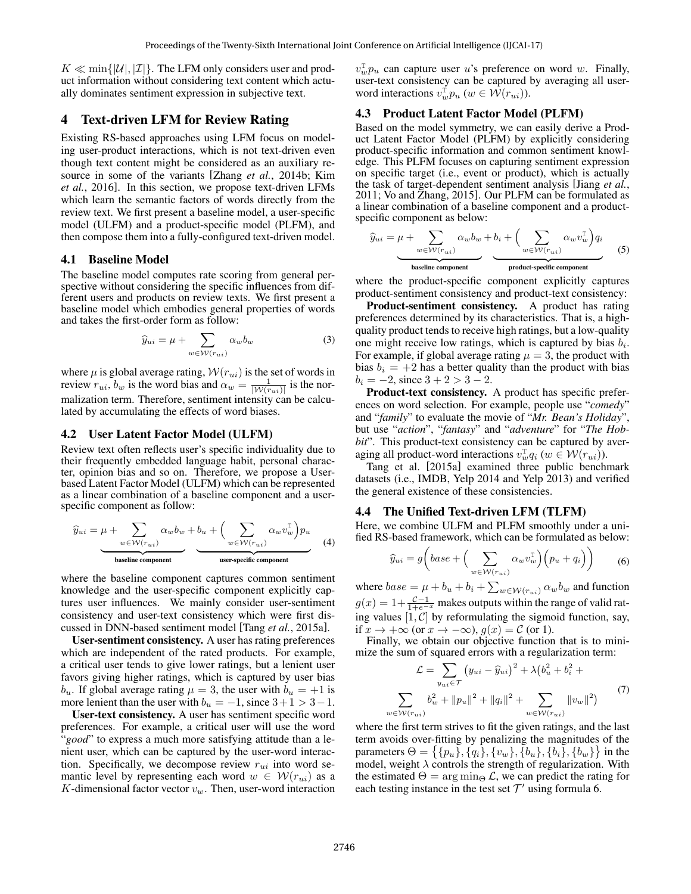$K \ll \min\{|\mathcal{U}|, |\mathcal{I}|\}$. The LFM only considers user and product information without considering text content which actually dominates sentiment expression in subjective text.

## 4 Text-driven LFM for Review Rating

Existing RS-based approaches using LFM focus on modeling user-product interactions, which is not text-driven even though text content might be considered as an auxiliary resource in some of the variants [Zhang *et al.*, 2014b; Kim *et al.*, 2016]. In this section, we propose text-driven LFMs which learn the semantic factors of words directly from the review text. We first present a baseline model, a user-specific model (ULFM) and a product-specific model (PLFM), and then compose them into a fully-configured text-driven model.

### 4.1 Baseline Model

The baseline model computes rate scoring from general perspective without considering the specific influences from different users and products on review texts. We first present a baseline model which embodies general properties of words and takes the first-order form as follow:

$$\widehat{y}_{ui} = \mu + \sum_{w \in \mathcal{W}(r_{ui})} \alpha_w b_w \tag{3}$$

where $\mu$ is global average rating, $\mathcal{W}(r_{ui})$ is the set of words in review $r_{ui}$, $b_w$ is the word bias and $\alpha_w = \frac{1}{|\mathcal{W}(r_{ui})|}$ is the normalization term. Therefore, sentiment intensity can be calculated by accumulating the effects of word biases.

### 4.2 User Latent Factor Model (ULFM)

Review text often reflects user's specific individuality due to their frequently embedded language habit, personal character, opinion bias and so on. Therefore, we propose a User-based Latent Factor Model (ULFM) which can be represented as a linear combination of a baseline component and a user-specific component as follow:

$$\widehat{y}_{ui} = \underbrace{\mu + \sum_{w \in \mathcal{W}(r_{ui})} \alpha_w b_w}_{\textbf{baseline component}} + \underbrace{b_u + \Big( \sum_{w \in \mathcal{W}(r_{ui})} \alpha_w v_w^{\top} \Big) p_u}_{\textbf{user-specific component}} \tag{4}$$

where the baseline component captures common sentiment knowledge and the user-specific component explicitly captures user influences. We mainly consider user-sentiment consistency and user-text consistency which were first discussed in DNN-based sentiment model [Tang *et al.*, 2015a].

**User-sentiment consistency.** A user has rating preferences which are independent of the rated products. For example, a critical user tends to give lower ratings, but a lenient user favors giving higher ratings, which is captured by user bias $b_u$. If global average rating $\mu = 3$, the user with $b_u = +1$ is more lenient than the user with $b_u = -1$, since $3+1 > 3-1$.

**User-text consistency.** A user has sentiment specific word preferences. For example, a critical user will use the word "*good*" to express a much more satisfying attitude than a lenient user, which can be captured by the user-word interaction. Specifically, we decompose review $r_{ui}$ into word semantic level by representing each word $w \in \mathcal{W}(r_{ui})$ as a $K$-dimensional factor vector $v_w$. Then, user-word interaction $v_w^{\top} p_u$ can capture user $u$'s preference on word $w$. Finally, user-text consistency can be captured by averaging all user-word interactions $v_w^{\top} p_u$ ($w \in \mathcal{W}(r_{ui})$).

### 4.3 Product Latent Factor Model (PLFM)

Based on the model symmetry, we can easily derive a Product Latent Factor Model (PLFM) by explicitly considering product-specific information and common sentiment knowledge. This PLFM focuses on capturing sentiment expression on specific target (i.e., event or product), which is actually the task of target-dependent sentiment analysis [Jiang *et al.*, 2011; Vo and Zhang, 2015]. Our PLFM can be formulated as a linear combination of a baseline component and a product-specific component as below:

$$\widehat{y}_{ui} = \underbrace{\mu + \sum_{w \in \mathcal{W}(r_{ui})} \alpha_w b_w}_{\textbf{baseline component}} + \underbrace{b_i + \Big( \sum_{w \in \mathcal{W}(r_{ui})} \alpha_w v_w^{\top} \Big) q_i}_{\textbf{product-specific component}} \tag{5}$$

where the product-specific component explicitly captures product-sentiment consistency and product-text consistency:

**Product-sentiment consistency.** A product has rating preferences determined by its characteristics. That is, a high-quality product tends to receive high ratings, but a low-quality one might receive low ratings, which is captured by bias $b_i$. For example, if global average rating $\mu = 3$, the product with bias $b_i = +2$ has a better quality than the product with bias $b_i = -2$, since $3 + 2 > 3 - 2$.

**Product-text consistency.** A product has specific preferences on word selection. For example, people use "*comedy*" and "*family*" to evaluate the movie of "*Mr. Bean's Holiday*", but use "*action*", "*fantasy*" and "*adventure*" for "*The Hobbit*". This product-text consistency can be captured by averaging all product-word interactions $v_w^{\top} q_i$ ($w \in \mathcal{W}(r_{ui})$).

Tang et al. [2015a] examined three public benchmark datasets (i.e., IMDB, Yelp 2014 and Yelp 2013) and verified the general existence of these consistencies.

### 4.4 The Unified Text-driven LFM (TLFM)

Here, we combine ULFM and PLFM smoothly under a unified RS-based framework, which can be formulated as below:

$$\widehat{y}_{ui} = g\bigg( base + \Big( \sum_{w \in \mathcal{W}(r_{ui})} \alpha_w v_w^{\top} \Big) \Big( p_u + q_i \Big) \bigg) \tag{6}$$

where $base = \mu + b_u + b_i + \sum_{w \in \mathcal{W}(r_{ui})} \alpha_w b_w$ and function $g(x) = 1 + \frac{\mathcal{C}-1}{1+e^{-x}}$ makes outputs within the range of valid rating values $[1, \mathcal{C}]$ by reformulating the sigmoid function, say, if $x \to +\infty$ (or $x \to -\infty$), $g(x) = \mathcal{C}$ (or 1).

Finally, we obtain our objective function that is to minimize the sum of squared errors with a regularization term:

$$\mathcal{L} = \sum_{y_{ui} \in \mathcal{T}} \big( y_{ui} - \widehat{y}_{ui} \big)^2 + \lambda \big( b_u^2 + b_i^2 + \sum_{w \in \mathcal{W}(r_{ui})} b_w^2 + \|p_u\|^2 + \|q_i\|^2 + \sum_{w \in \mathcal{W}(r_{ui})} \|v_w\|^2 \big) \tag{7}$$

where the first term strives to fit the given ratings, and the last term avoids over-fitting by penalizing the magnitudes of the parameters $\Theta = \big\{ \{p_u\}, \{q_i\}, \{v_w\}, \{b_u\}, \{b_i\}, \{b_w\} \big\}$ in the model, weight $\lambda$ controls the strength of regularization. With the estimated $\Theta = \arg\min_{\Theta} \mathcal{L}$, we can predict the rating for each testing instance in the test set $\mathcal{T}'$ using formula 6.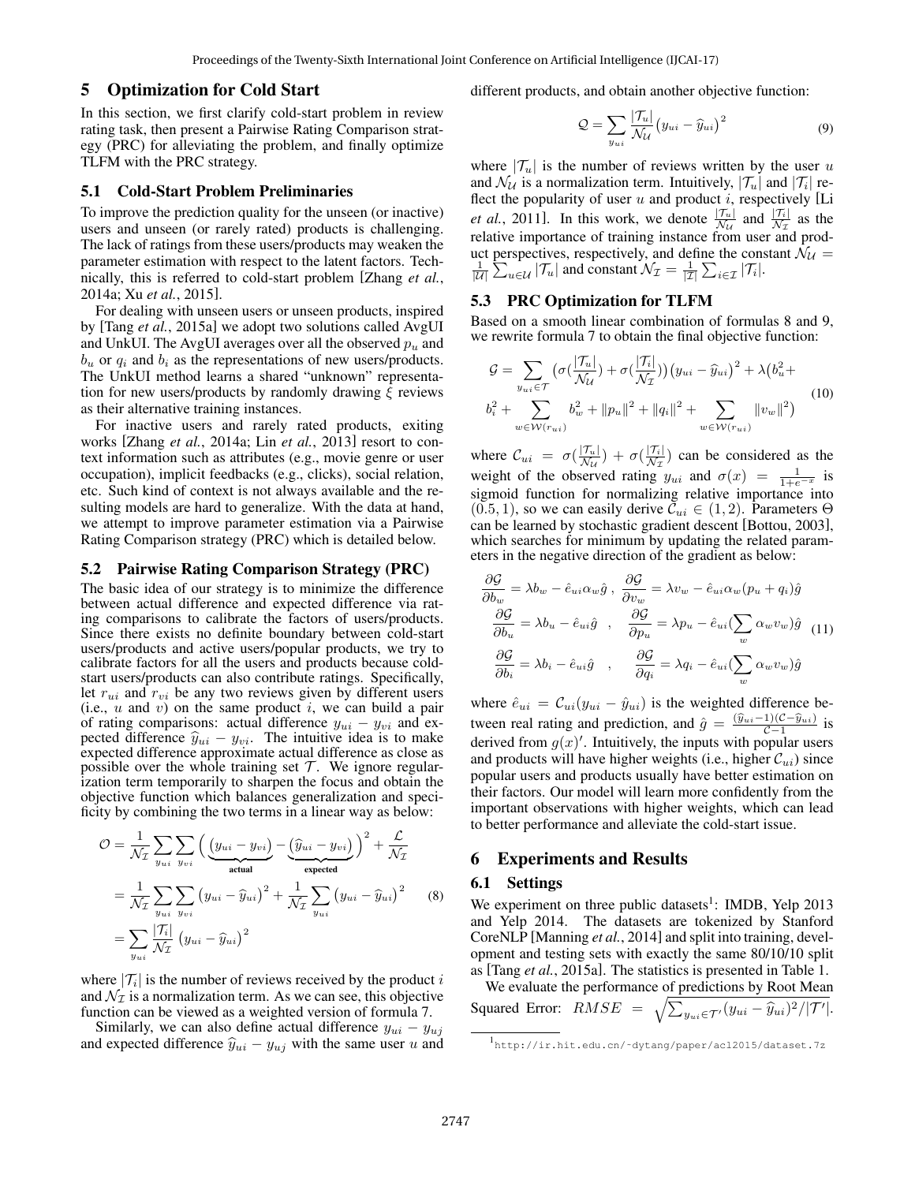## 5 Optimization for Cold Start

In this section, we first clarify cold-start problem in review rating task, then present a Pairwise Rating Comparison strategy (PRC) for alleviating the problem, and finally optimize TLFM with the PRC strategy.

### 5.1 Cold-Start Problem Preliminaries

To improve the prediction quality for the unseen (or inactive) users and unseen (or rarely rated) products is challenging. The lack of ratings from these users/products may weaken the parameter estimation with respect to the latent factors. Technically, this is referred to cold-start problem [Zhang *et al.*, 2014a; Xu *et al.*, 2015].

For dealing with unseen users or unseen products, inspired by [Tang *et al.*, 2015a] we adopt two solutions called AvgUI and UnkUI. The AvgUI averages over all the observed $p_u$ and $b_u$ or $q_i$ and $b_i$ as the representations of new users/products. The UnkUI method learns a shared "unknown" representation for new users/products by randomly drawing $\xi$ reviews as their alternative training instances.

For inactive users and rarely rated products, exiting works [Zhang *et al.*, 2014a; Lin *et al.*, 2013] resort to context information such as attributes (e.g., movie genre or user occupation), implicit feedbacks (e.g., clicks), social relation, etc. Such kind of context is not always available and the resulting models are hard to generalize. With the data at hand, we attempt to improve parameter estimation via a Pairwise Rating Comparison strategy (PRC) which is detailed below.

### 5.2 Pairwise Rating Comparison Strategy (PRC)

The basic idea of our strategy is to minimize the difference between actual difference and expected difference via rating comparisons to calibrate the factors of users/products. Since there exists no definite boundary between cold-start users/products and active users/popular products, we try to calibrate factors for all the users and products because cold-start users/products can also contribute ratings. Specifically, let $r_{ui}$ and $r_{vi}$ be any two reviews given by different users (i.e., $u$ and $v$) on the same product $i$, we can build a pair of rating comparisons: actual difference $y_{ui} - y_{vi}$ and expected difference $\widehat{y}_{ui} - y_{vi}$. The intuitive idea is to make expected difference approximate actual difference as close as possible over the whole training set $\mathcal{T}$. We ignore regularization term temporarily to sharpen the focus and obtain the objective function which balances generalization and specificity by combining the two terms in a linear way as below:

$$
\begin{aligned}
\mathcal{O} &= \frac{1}{\mathcal{N}_\mathcal{I}} \sum_{y_{ui}} \sum_{y_{vi}} \Big( \underbrace{(y_{ui} - y_{vi})}_{\textbf{actual}} - \underbrace{(\widehat{y}_{ui} - y_{vi})}_{\textbf{expected}} \Big)^2 + \frac{\mathcal{L}}{\mathcal{N}_\mathcal{I}} \\
&= \frac{1}{\mathcal{N}_\mathcal{I}} \sum_{y_{ui}} \sum_{y_{vi}} \big(y_{ui} - \widehat{y}_{ui}\big)^2 + \frac{1}{\mathcal{N}_\mathcal{I}} \sum_{y_{ui}} \big(y_{ui} - \widehat{y}_{ui}\big)^2 \\
&= \sum_{y_{ui}} \frac{|\mathcal{T}_i|}{\mathcal{N}_\mathcal{I}} \big(y_{ui} - \widehat{y}_{ui}\big)^2
\end{aligned} \tag{8}
$$

where $|\mathcal{T}_i|$ is the number of reviews received by the product $i$ and $\mathcal{N}_\mathcal{I}$ is a normalization term. As we can see, this objective function can be viewed as a weighted version of formula 7.

Similarly, we can also define actual difference $y_{ui} - y_{uj}$ and expected difference $\widehat{y}_{ui} - y_{uj}$ with the same user $u$ and different products, and obtain another objective function:

$$
\mathcal{Q} = \sum_{y_{ui}} \frac{|\mathcal{T}_u|}{\mathcal{N}_\mathcal{U}} \big(y_{ui} - \widehat{y}_{ui}\big)^2 \tag{9}
$$

where $|\mathcal{T}_u|$ is the number of reviews written by the user $u$ and $\mathcal{N}_\mathcal{U}$ is a normalization term. Intuitively, $|\mathcal{T}_u|$ and $|\mathcal{T}_i|$ reflect the popularity of user $u$ and product $i$, respectively [Li *et al.*, 2011]. In this work, we denote $\frac{|\mathcal{T}_u|}{\mathcal{N}_\mathcal{U}}$ and $\frac{|\mathcal{T}_i|}{\mathcal{N}_\mathcal{I}}$ as the relative importance of training instance from user and product perspectives, respectively, and define the constant $\mathcal{N}_\mathcal{U} = \frac{1}{|\mathcal{U}|} \sum_{u \in \mathcal{U}} |\mathcal{T}_u|$ and constant $\mathcal{N}_\mathcal{I} = \frac{1}{|\mathcal{I}|} \sum_{i \in \mathcal{I}} |\mathcal{T}_i|$.

### 5.3 PRC Optimization for TLFM

Based on a smooth linear combination of formulas 8 and 9, we rewrite formula 7 to obtain the final objective function:

$$
\begin{aligned}
\mathcal{G} = \sum_{y_{ui} \in \mathcal{T}} \big(\sigma(\tfrac{|\mathcal{T}_u|}{\mathcal{N}_\mathcal{U}}) + \sigma(\tfrac{|\mathcal{T}_i|}{\mathcal{N}_\mathcal{I}})\big)\big(y_{ui} - \widehat{y}_{ui}\big)^2 + \lambda\big(b_u^2 + \\
b_i^2 + \sum_{w \in \mathcal{W}(r_{ui})} b_w^2 + \|p_u\|^2 + \|q_i\|^2 + \sum_{w \in \mathcal{W}(r_{ui})} \|v_w\|^2\big)
\end{aligned} \tag{10}
$$

where $\mathcal{C}_{ui} = \sigma(\frac{|\mathcal{T}_u|}{\mathcal{N}_\mathcal{U}}) + \sigma(\frac{|\mathcal{T}_i|}{\mathcal{N}_\mathcal{I}})$ can be considered as the weight of the observed rating $y_{ui}$ and $\sigma(x) = \frac{1}{1+e^{-x}}$ is sigmoid function for normalizing relative importance into $(0.5, 1)$, so we can easily derive $\mathcal{C}_{ui} \in (1, 2)$. Parameters $\Theta$ can be learned by stochastic gradient descent [Bottou, 2003], which searches for minimum by updating the related parameters in the negative direction of the gradient as below:

$$
\begin{aligned}
\frac{\partial \mathcal{G}}{\partial b_w} &= \lambda b_w - \hat{e}_{ui} \alpha_w \hat{g} \ , \quad \frac{\partial \mathcal{G}}{\partial v_w} = \lambda v_w - \hat{e}_{ui} \alpha_w (p_u + q_i) \hat{g} \\
\frac{\partial \mathcal{G}}{\partial b_u} &= \lambda b_u - \hat{e}_{ui} \hat{g} \quad , \quad \frac{\partial \mathcal{G}}{\partial p_u} = \lambda p_u - \hat{e}_{ui} (\sum_w \alpha_w v_w) \hat{g} \\
\frac{\partial \mathcal{G}}{\partial b_i} &= \lambda b_i - \hat{e}_{ui} \hat{g} \quad , \quad \frac{\partial \mathcal{G}}{\partial q_i} = \lambda q_i - \hat{e}_{ui} (\sum_w \alpha_w v_w) \hat{g}
\end{aligned} \tag{11}
$$

where $\hat{e}_{ui} = \mathcal{C}_{ui}(y_{ui} - \hat{y}_{ui})$ is the weighted difference between real rating and prediction, and $\hat{g} = \frac{(\widehat{y}_{ui} - 1)(\mathcal{C} - \widehat{y}_{ui})}{\mathcal{C} - 1}$ is derived from $g(x)'$. Intuitively, the inputs with popular users and products will have higher weights (i.e., higher $\mathcal{C}_{ui}$) since popular users and products usually have better estimation on their factors. Our model will learn more confidently from the important observations with higher weights, which can lead to better performance and alleviate the cold-start issue.

## 6 Experiments and Results

### 6.1 Settings

We experiment on three public datasets[1]: IMDB, Yelp 2013 and Yelp 2014. The datasets are tokenized by Stanford CoreNLP [Manning *et al.*, 2014] and split into training, development and testing sets with exactly the same 80/10/10 split as [Tang *et al.*, 2015a]. The statistics is presented in Table 1.

We evaluate the performance of predictions by Root Mean Squared Error: $RMSE = \sqrt{\sum_{y_{ui} \in \mathcal{T}'} (y_{ui} - \widehat{y}_{ui})^2 / |\mathcal{T}'|}$.

[1] http://ir.hit.edu.cn/~dytang/paper/acl2015/dataset.7z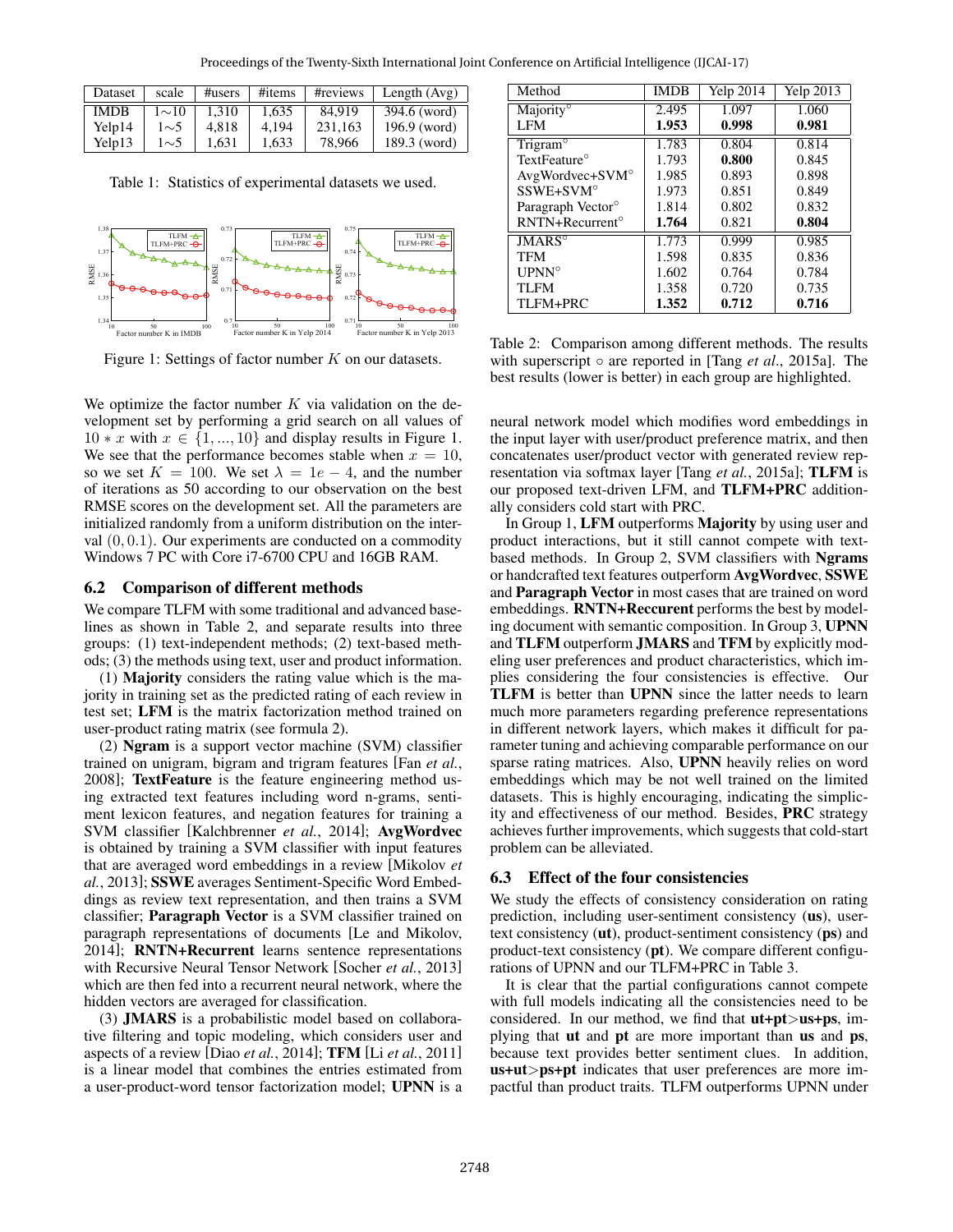| Dataset | scale | #users | #items | #reviews | Length (Avg) |
|---|---|---|---|---|---|
| IMDB | 1∼10 | 1,310 | 1,635 | 84,919 | 394.6 (word) |
| Yelp14 | 1∼5 | 4,818 | 4,194 | 231,163 | 196.9 (word) |
| Yelp13 | 1∼5 | 1,631 | 1,633 | 78,966 | 189.3 (word) |

Table 1: Statistics of experimental datasets we used.

1.38
1.37
1.36
1.35
1.34
RMSE
TLFM
TLFM+PRC
10 50 100
Factor number K in IMDB

0.73
0.72
0.71
0.7
RMSE
TLFM
TLFM+PRC
10 50 100
Factor number K in Yelp 2014

0.75
0.74
0.73
0.72
0.71
RMSE
TLFM
TLFM+PRC
10 50 100
Factor number K in Yelp 2013

Figure 1: Settings of factor number $K$ on our datasets.

We optimize the factor number $K$ via validation on the development set by performing a grid search on all values of $10 * x$ with $x \in \{1, ..., 10\}$ and display results in Figure 1. We see that the performance becomes stable when $x = 10$, so we set $K = 100$. We set $\lambda = 1e-4$, and the number of iterations as 50 according to our observation on the best RMSE scores on the development set. All the parameters are initialized randomly from a uniform distribution on the interval $(0, 0.1)$. Our experiments are conducted on a commodity Windows 7 PC with Core i7-6700 CPU and 16GB RAM.

## 6.2 Comparison of different methods

We compare TLFM with some traditional and advanced baselines as shown in Table 2, and separate results into three groups: (1) text-independent methods; (2) text-based methods; (3) the methods using text, user and product information.

(1) **Majority** considers the rating value which is the majority in training set as the predicted rating of each review in test set; **LFM** is the matrix factorization method trained on user-product rating matrix (see formula 2).

(2) **Ngram** is a support vector machine (SVM) classifier trained on unigram, bigram and trigram features [Fan *et al.*, 2008]; **TextFeature** is the feature engineering method using extracted text features including word n-grams, sentiment lexicon features, and negation features for training a SVM classifier [Kalchbrenner *et al.*, 2014]; **AvgWordvec** is obtained by training a SVM classifier with input features that are averaged word embeddings in a review [Mikolov *et al.*, 2013]; **SSWE** averages Sentiment-Specific Word Embeddings as review text representation, and then trains a SVM classifier; **Paragraph Vector** is a SVM classifier trained on paragraph representations of documents [Le and Mikolov, 2014]; **RNTN+Recurrent** learns sentence representations with Recursive Neural Tensor Network [Socher *et al.*, 2013] which are then fed into a recurrent neural network, where the hidden vectors are averaged for classification.

(3) **JMARS** is a probabilistic model based on collaborative filtering and topic modeling, which considers user and aspects of a review [Diao *et al.*, 2014]; **TFM** [Li *et al.*, 2011] is a linear model that combines the entries estimated from a user-product-word tensor factorization model; **UPNN** is a neural network model which modifies word embeddings in the input layer with user/product preference matrix, and then concatenates user/product vector with generated review representation via softmax layer [Tang *et al.*, 2015a]; **TLFM** is our proposed text-driven LFM, and **TLFM+PRC** additionally considers cold start with PRC.

| Method | IMDB | Yelp 2014 | Yelp 2013 |
|---|---|---|---|
| Majority$^\circ$ | 2.495 | 1.097 | 1.060 |
| LFM | **1.953** | **0.998** | **0.981** |
| Trigram$^\circ$ | 1.783 | 0.804 | 0.814 |
| TextFeature$^\circ$ | 1.793 | **0.800** | 0.845 |
| AvgWordvec+SVM$^\circ$ | 1.985 | 0.893 | 0.898 |
| SSWE+SVM$^\circ$ | 1.973 | 0.851 | 0.849 |
| Paragraph Vector$^\circ$ | 1.814 | 0.802 | 0.832 |
| RNTN+Recurrent$^\circ$ | **1.764** | 0.821 | **0.804** |
| JMARS$^\circ$ | 1.773 | 0.999 | 0.985 |
| TFM | 1.598 | 0.835 | 0.836 |
| UPNN$^\circ$ | 1.602 | 0.764 | 0.784 |
| TLFM | 1.358 | 0.720 | 0.735 |
| TLFM+PRC | **1.352** | **0.712** | **0.716** |

Table 2: Comparison among different methods. The results with superscript $\circ$ are reported in [Tang *et al.*, 2015a]. The best results (lower is better) in each group are highlighted.

In Group 1, **LFM** outperforms **Majority** by using user and product interactions, but it still cannot compete with text-based methods. In Group 2, SVM classifiers with **Ngrams** or handcrafted text features outperform **AvgWordvec**, **SSWE** and **Paragraph Vector** in most cases that are trained on word embeddings. **RNTN+Reccurent** performs the best by modeling document with semantic composition. In Group 3, **UPNN** and **TLFM** outperform **JMARS** and **TFM** by explicitly modeling user preferences and product characteristics, which implies considering the four consistencies is effective. Our **TLFM** is better than **UPNN** since the latter needs to learn much more parameters regarding preference representations in different network layers, which makes it difficult for parameter tuning and achieving comparable performance on our sparse rating matrices. Also, **UPNN** heavily relies on word embeddings which may be not well trained on the limited datasets. This is highly encouraging, indicating the simplicity and effectiveness of our method. Besides, **PRC** strategy achieves further improvements, which suggests that cold-start problem can be alleviated.

## 6.3 Effect of the four consistencies

We study the effects of consistency consideration on rating prediction, including user-sentiment consistency (**us**), user-text consistency (**ut**), product-sentiment consistency (**ps**) and product-text consistency (**pt**). We compare different configurations of UPNN and our TLFM+PRC in Table 3.

It is clear that the partial configurations cannot compete with full models indicating all the consistencies need to be considered. In our method, we find that **ut+pt**>**us+ps**, implying that **ut** and **pt** are more important than **us** and **ps**, because text provides better sentiment clues. In addition, **us+ut**>**ps+pt** indicates that user preferences are more impactful than product traits. TLFM outperforms UPNN under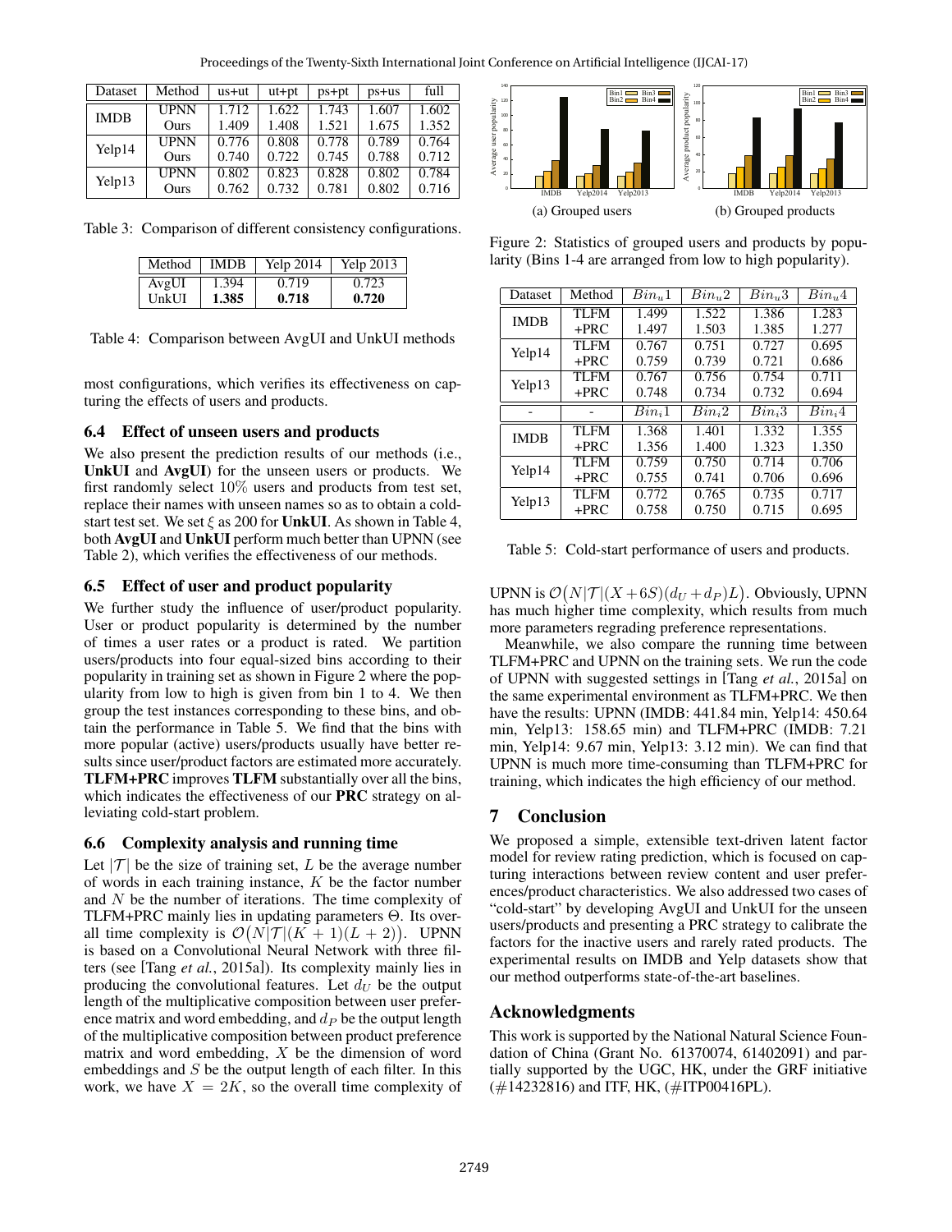| Dataset | Method | us+ut | ut+pt | ps+pt | ps+us | full |
|---|---|---|---|---|---|---|
| IMDB | UPNN | 1.712 | 1.622 | 1.743 | 1.607 | 1.602 |
| | Ours | 1.409 | 1.408 | 1.521 | 1.675 | 1.352 |
| Yelp14 | UPNN | 0.776 | 0.808 | 0.778 | 0.789 | 0.764 |
| | Ours | 0.740 | 0.722 | 0.745 | 0.788 | 0.712 |
| Yelp13 | UPNN | 0.802 | 0.823 | 0.828 | 0.802 | 0.784 |
| | Ours | 0.762 | 0.732 | 0.781 | 0.802 | 0.716 |

Table 3: Comparison of different consistency configurations.

| Method | IMDB | Yelp 2014 | Yelp 2013 |
|---|---|---|---|
| AvgUI | 1.394 | 0.719 | 0.723 |
| UnkUI | **1.385** | **0.718** | **0.720** |

Table 4: Comparison between AvgUI and UnkUI methods

most configurations, which verifies its effectiveness on capturing the effects of users and products.

### 6.4 Effect of unseen users and products

We also present the prediction results of our methods (i.e., **UnkUI** and **AvgUI**) for the unseen users or products. We first randomly select 10% users and products from test set, replace their names with unseen names so as to obtain a cold-start test set. We set $\xi$ as 200 for **UnkUI**. As shown in Table 4, both **AvgUI** and **UnkUI** perform much better than UPNN (see Table 2), which verifies the effectiveness of our methods.

### 6.5 Effect of user and product popularity

We further study the influence of user/product popularity. User or product popularity is determined by the number of times a user rates or a product is rated. We partition users/products into four equal-sized bins according to their popularity in training set as shown in Figure 2 where the popularity from low to high is given from bin 1 to 4. We then group the test instances corresponding to these bins, and obtain the performance in Table 5. We find that the bins with more popular (active) users/products usually have better results since user/product factors are estimated more accurately. **TLFM+PRC** improves **TLFM** substantially over all the bins, which indicates the effectiveness of our **PRC** strategy on alleviating cold-start problem.

### 6.6 Complexity analysis and running time

Let $|\mathcal{T}|$ be the size of training set, $L$ be the average number of words in each training instance, $K$ be the factor number and $N$ be the number of iterations. The time complexity of TLFM+PRC mainly lies in updating parameters $\Theta$. Its overall time complexity is $\mathcal{O}\big(N|\mathcal{T}|(K+1)(L+2)\big)$. UPNN is based on a Convolutional Neural Network with three filters (see [Tang *et al.*, 2015a]). Its complexity mainly lies in producing the convolutional features. Let $d_U$ be the output length of the multiplicative composition between user preference matrix and word embedding, and $d_P$ be the output length of the multiplicative composition between product preference matrix and word embedding, $X$ be the dimension of word embeddings and $S$ be the output length of each filter. In this work, we have $X = 2K$, so the overall time complexity of

Average user popularity
140
120
100
80
60
40
20
0
Bin1 Bin2 Bin3 Bin4
IMDB Yelp2014 Yelp2013

(a) Grouped users

Average product popularity
120
100
80
60
40
20
0
Bin1 Bin2 Bin3 Bin4
IMDB Yelp2014 Yelp2013

(b) Grouped products

Figure 2: Statistics of grouped users and products by popularity (Bins 1-4 are arranged from low to high popularity).

| Dataset | Method | $Bin_u1$ | $Bin_u2$ | $Bin_u3$ | $Bin_u4$ |
|---|---|---|---|---|---|
| IMDB | TLFM | 1.499 | 1.522 | 1.386 | 1.283 |
| | +PRC | 1.497 | 1.503 | 1.385 | 1.277 |
| Yelp14 | TLFM | 0.767 | 0.751 | 0.727 | 0.695 |
| | +PRC | 0.759 | 0.739 | 0.721 | 0.686 |
| Yelp13 | TLFM | 0.767 | 0.756 | 0.754 | 0.711 |
| | +PRC | 0.748 | 0.734 | 0.732 | 0.694 |
| - | - | $Bin_i1$ | $Bin_i2$ | $Bin_i3$ | $Bin_i4$ |
| IMDB | TLFM | 1.368 | 1.401 | 1.332 | 1.355 |
| | +PRC | 1.356 | 1.400 | 1.323 | 1.350 |
| Yelp14 | TLFM | 0.759 | 0.750 | 0.714 | 0.706 |
| | +PRC | 0.755 | 0.741 | 0.706 | 0.696 |
| Yelp13 | TLFM | 0.772 | 0.765 | 0.735 | 0.717 |
| | +PRC | 0.758 | 0.750 | 0.715 | 0.695 |

Table 5: Cold-start performance of users and products.

UPNN is $\mathcal{O}\big(N|\mathcal{T}|(X+6S)(d_U+d_P)L\big)$. Obviously, UPNN has much higher time complexity, which results from much more parameters regrading preference representations.

Meanwhile, we also compare the running time between TLFM+PRC and UPNN on the training sets. We run the code of UPNN with suggested settings in [Tang *et al.*, 2015a] on the same experimental environment as TLFM+PRC. We then have the results: UPNN (IMDB: 441.84 min, Yelp14: 450.64 min, Yelp13: 158.65 min) and TLFM+PRC (IMDB: 7.21 min, Yelp14: 9.67 min, Yelp13: 3.12 min). We can find that UPNN is much more time-consuming than TLFM+PRC for training, which indicates the high efficiency of our method.

## 7 Conclusion

We proposed a simple, extensible text-driven latent factor model for review rating prediction, which is focused on capturing interactions between review content and user preferences/product characteristics. We also addressed two cases of "cold-start" by developing AvgUI and UnkUI for the unseen users/products and presenting a PRC strategy to calibrate the factors for the inactive users and rarely rated products. The experimental results on IMDB and Yelp datasets show that our method outperforms state-of-the-art baselines.

## Acknowledgments

This work is supported by the National Natural Science Foundation of China (Grant No. 61370074, 61402091) and partially supported by the UGC, HK, under the GRF initiative (#14232816) and ITF, HK, (#ITP00416PL).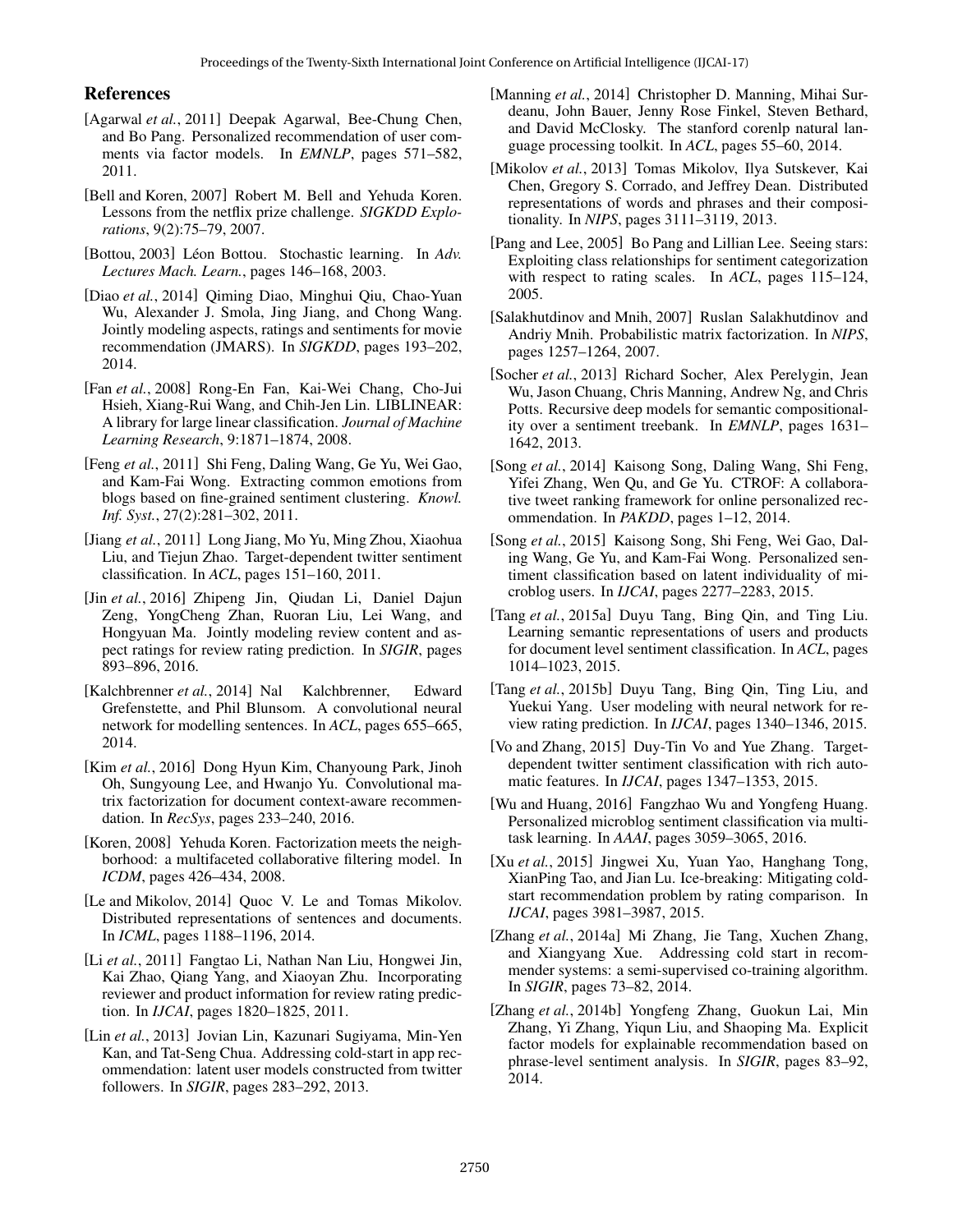## References

[Agarwal *et al.*, 2011] Deepak Agarwal, Bee-Chung Chen, and Bo Pang. Personalized recommendation of user comments via factor models. In *EMNLP*, pages 571–582, 2011.

[Bell and Koren, 2007] Robert M. Bell and Yehuda Koren. Lessons from the netflix prize challenge. *SIGKDD Explorations*, 9(2):75–79, 2007.

[Bottou, 2003] Léon Bottou. Stochastic learning. In *Adv. Lectures Mach. Learn.*, pages 146–168, 2003.

[Diao *et al.*, 2014] Qiming Diao, Minghui Qiu, Chao-Yuan Wu, Alexander J. Smola, Jing Jiang, and Chong Wang. Jointly modeling aspects, ratings and sentiments for movie recommendation (JMARS). In *SIGKDD*, pages 193–202, 2014.

[Fan *et al.*, 2008] Rong-En Fan, Kai-Wei Chang, Cho-Jui Hsieh, Xiang-Rui Wang, and Chih-Jen Lin. LIBLINEAR: A library for large linear classification. *Journal of Machine Learning Research*, 9:1871–1874, 2008.

[Feng *et al.*, 2011] Shi Feng, Daling Wang, Ge Yu, Wei Gao, and Kam-Fai Wong. Extracting common emotions from blogs based on fine-grained sentiment clustering. *Knowl. Inf. Syst.*, 27(2):281–302, 2011.

[Jiang *et al.*, 2011] Long Jiang, Mo Yu, Ming Zhou, Xiaohua Liu, and Tiejun Zhao. Target-dependent twitter sentiment classification. In *ACL*, pages 151–160, 2011.

[Jin *et al.*, 2016] Zhipeng Jin, Qiudan Li, Daniel Dajun Zeng, YongCheng Zhan, Ruoran Liu, Lei Wang, and Hongyuan Ma. Jointly modeling review content and aspect ratings for review rating prediction. In *SIGIR*, pages 893–896, 2016.

[Kalchbrenner *et al.*, 2014] Nal Kalchbrenner, Edward Grefenstette, and Phil Blunsom. A convolutional neural network for modelling sentences. In *ACL*, pages 655–665, 2014.

[Kim *et al.*, 2016] Dong Hyun Kim, Chanyoung Park, Jinoh Oh, Sungyoung Lee, and Hwanjo Yu. Convolutional matrix factorization for document context-aware recommendation. In *RecSys*, pages 233–240, 2016.

[Koren, 2008] Yehuda Koren. Factorization meets the neighborhood: a multifaceted collaborative filtering model. In *ICDM*, pages 426–434, 2008.

[Le and Mikolov, 2014] Quoc V. Le and Tomas Mikolov. Distributed representations of sentences and documents. In *ICML*, pages 1188–1196, 2014.

[Li *et al.*, 2011] Fangtao Li, Nathan Nan Liu, Hongwei Jin, Kai Zhao, Qiang Yang, and Xiaoyan Zhu. Incorporating reviewer and product information for review rating prediction. In *IJCAI*, pages 1820–1825, 2011.

[Lin *et al.*, 2013] Jovian Lin, Kazunari Sugiyama, Min-Yen Kan, and Tat-Seng Chua. Addressing cold-start in app recommendation: latent user models constructed from twitter followers. In *SIGIR*, pages 283–292, 2013.

[Manning *et al.*, 2014] Christopher D. Manning, Mihai Surdeanu, John Bauer, Jenny Rose Finkel, Steven Bethard, and David McClosky. The stanford corenlp natural language processing toolkit. In *ACL*, pages 55–60, 2014.

[Mikolov *et al.*, 2013] Tomas Mikolov, Ilya Sutskever, Kai Chen, Gregory S. Corrado, and Jeffrey Dean. Distributed representations of words and phrases and their compositionality. In *NIPS*, pages 3111–3119, 2013.

[Pang and Lee, 2005] Bo Pang and Lillian Lee. Seeing stars: Exploiting class relationships for sentiment categorization with respect to rating scales. In *ACL*, pages 115–124, 2005.

[Salakhutdinov and Mnih, 2007] Ruslan Salakhutdinov and Andriy Mnih. Probabilistic matrix factorization. In *NIPS*, pages 1257–1264, 2007.

[Socher *et al.*, 2013] Richard Socher, Alex Perelygin, Jean Wu, Jason Chuang, Chris Manning, Andrew Ng, and Chris Potts. Recursive deep models for semantic compositionality over a sentiment treebank. In *EMNLP*, pages 1631–1642, 2013.

[Song *et al.*, 2014] Kaisong Song, Daling Wang, Shi Feng, Yifei Zhang, Wen Qu, and Ge Yu. CTROF: A collaborative tweet ranking framework for online personalized recommendation. In *PAKDD*, pages 1–12, 2014.

[Song *et al.*, 2015] Kaisong Song, Shi Feng, Wei Gao, Daling Wang, Ge Yu, and Kam-Fai Wong. Personalized sentiment classification based on latent individuality of microblog users. In *IJCAI*, pages 2277–2283, 2015.

[Tang *et al.*, 2015a] Duyu Tang, Bing Qin, and Ting Liu. Learning semantic representations of users and products for document level sentiment classification. In *ACL*, pages 1014–1023, 2015.

[Tang *et al.*, 2015b] Duyu Tang, Bing Qin, Ting Liu, and Yuekui Yang. User modeling with neural network for review rating prediction. In *IJCAI*, pages 1340–1346, 2015.

[Vo and Zhang, 2015] Duy-Tin Vo and Yue Zhang. Target-dependent twitter sentiment classification with rich automatic features. In *IJCAI*, pages 1347–1353, 2015.

[Wu and Huang, 2016] Fangzhao Wu and Yongfeng Huang. Personalized microblog sentiment classification via multi-task learning. In *AAAI*, pages 3059–3065, 2016.

[Xu *et al.*, 2015] Jingwei Xu, Yuan Yao, Hanghang Tong, XianPing Tao, and Jian Lu. Ice-breaking: Mitigating cold-start recommendation problem by rating comparison. In *IJCAI*, pages 3981–3987, 2015.

[Zhang *et al.*, 2014a] Mi Zhang, Jie Tang, Xuchen Zhang, and Xiangyang Xue. Addressing cold start in recommender systems: a semi-supervised co-training algorithm. In *SIGIR*, pages 73–82, 2014.

[Zhang *et al.*, 2014b] Yongfeng Zhang, Guokun Lai, Min Zhang, Yi Zhang, Yiqun Liu, and Shaoping Ma. Explicit factor models for explainable recommendation based on phrase-level sentiment analysis. In *SIGIR*, pages 83–92, 2014.